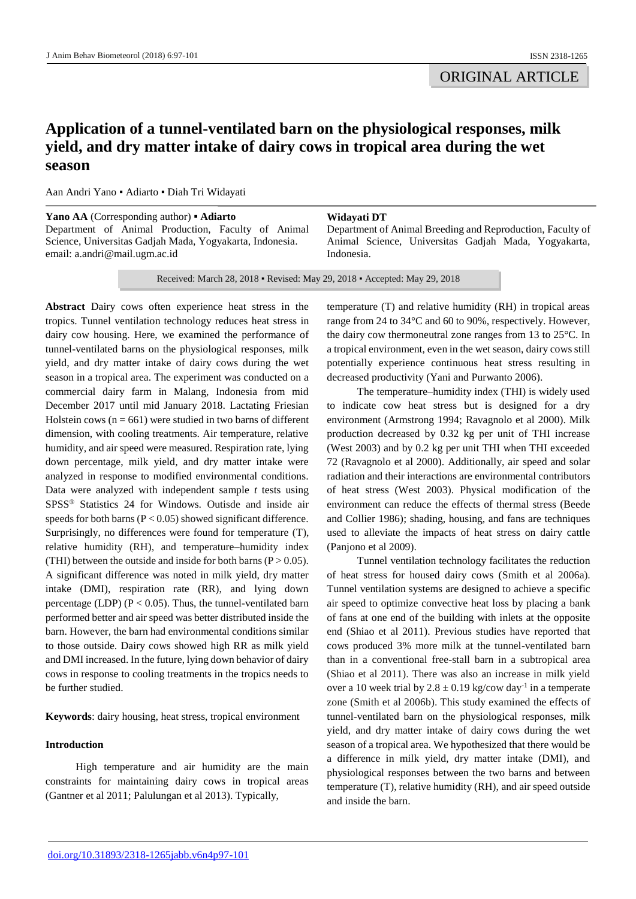ORIGINAL ARTICLE

# Application of a tunnel-ventilated barn on the physiological responses, milk yield, and dry matter intake of dairy cows in tropical area during the wet season

Aan Andri Yano ▪ Adiarto ▪ Diah Tri Widayati

**Yano AA** (Corresponding author) ▪ **Adiarto**
Department of Animal Production, Faculty of Animal Science, Universitas Gadjah Mada, Yogyakarta, Indonesia.
email: a.andri@mail.ugm.ac.id

**Widayati DT**
Department of Animal Breeding and Reproduction, Faculty of Animal Science, Universitas Gadjah Mada, Yogyakarta, Indonesia.

Received: March 28, 2018 ▪ Revised: May 29, 2018 ▪ Accepted: May 29, 2018

**Abstract** Dairy cows often experience heat stress in the tropics. Tunnel ventilation technology reduces heat stress in dairy cow housing. Here, we examined the performance of tunnel-ventilated barns on the physiological responses, milk yield, and dry matter intake of dairy cows during the wet season in a tropical area. The experiment was conducted on a commercial dairy farm in Malang, Indonesia from mid December 2017 until mid January 2018. Lactating Friesian Holstein cows ($n = 661$) were studied in two barns of different dimension, with cooling treatments. Air temperature, relative humidity, and air speed were measured. Respiration rate, lying down percentage, milk yield, and dry matter intake were analyzed in response to modified environmental conditions. Data were analyzed with independent sample *t* tests using SPSS® Statistics 24 for Windows. Outisde and inside air speeds for both barns ($P < 0.05$) showed significant difference. Surprisingly, no differences were found for temperature (T), relative humidity (RH), and temperature–humidity index (THI) between the outside and inside for both barns ($P > 0.05$). A significant difference was noted in milk yield, dry matter intake (DMI), respiration rate (RR), and lying down percentage (LDP) ($P < 0.05$). Thus, the tunnel-ventilated barn performed better and air speed was better distributed inside the barn. However, the barn had environmental conditions similar to those outside. Dairy cows showed high RR as milk yield and DMI increased. In the future, lying down behavior of dairy cows in response to cooling treatments in the tropics needs to be further studied.

**Keywords**: dairy housing, heat stress, tropical environment

## Introduction

High temperature and air humidity are the main constraints for maintaining dairy cows in tropical areas (Gantner et al 2011; Palulungan et al 2013). Typically, temperature (T) and relative humidity (RH) in tropical areas range from 24 to 34°C and 60 to 90%, respectively. However, the dairy cow thermoneutral zone ranges from 13 to 25°C. In a tropical environment, even in the wet season, dairy cows still potentially experience continuous heat stress resulting in decreased productivity (Yani and Purwanto 2006).

The temperature–humidity index (THI) is widely used to indicate cow heat stress but is designed for a dry environment (Armstrong 1994; Ravagnolo et al 2000). Milk production decreased by 0.32 kg per unit of THI increase (West 2003) and by 0.2 kg per unit THI when THI exceeded 72 (Ravagnolo et al 2000). Additionally, air speed and solar radiation and their interactions are environmental contributors of heat stress (West 2003). Physical modification of the environment can reduce the effects of thermal stress (Beede and Collier 1986); shading, housing, and fans are techniques used to alleviate the impacts of heat stress on dairy cattle (Panjono et al 2009).

Tunnel ventilation technology facilitates the reduction of heat stress for housed dairy cows (Smith et al 2006a). Tunnel ventilation systems are designed to achieve a specific air speed to optimize convective heat loss by placing a bank of fans at one end of the building with inlets at the opposite end (Shiao et al 2011). Previous studies have reported that cows produced 3% more milk at the tunnel-ventilated barn than in a conventional free-stall barn in a subtropical area (Shiao et al 2011). There was also an increase in milk yield over a 10 week trial by $2.8 \pm 0.19$ kg/cow day$^{-1}$ in a temperate zone (Smith et al 2006b). This study examined the effects of tunnel-ventilated barn on the physiological responses, milk yield, and dry matter intake of dairy cows during the wet season of a tropical area. We hypothesized that there would be a difference in milk yield, dry matter intake (DMI), and physiological responses between the two barns and between temperature (T), relative humidity (RH), and air speed outside and inside the barn.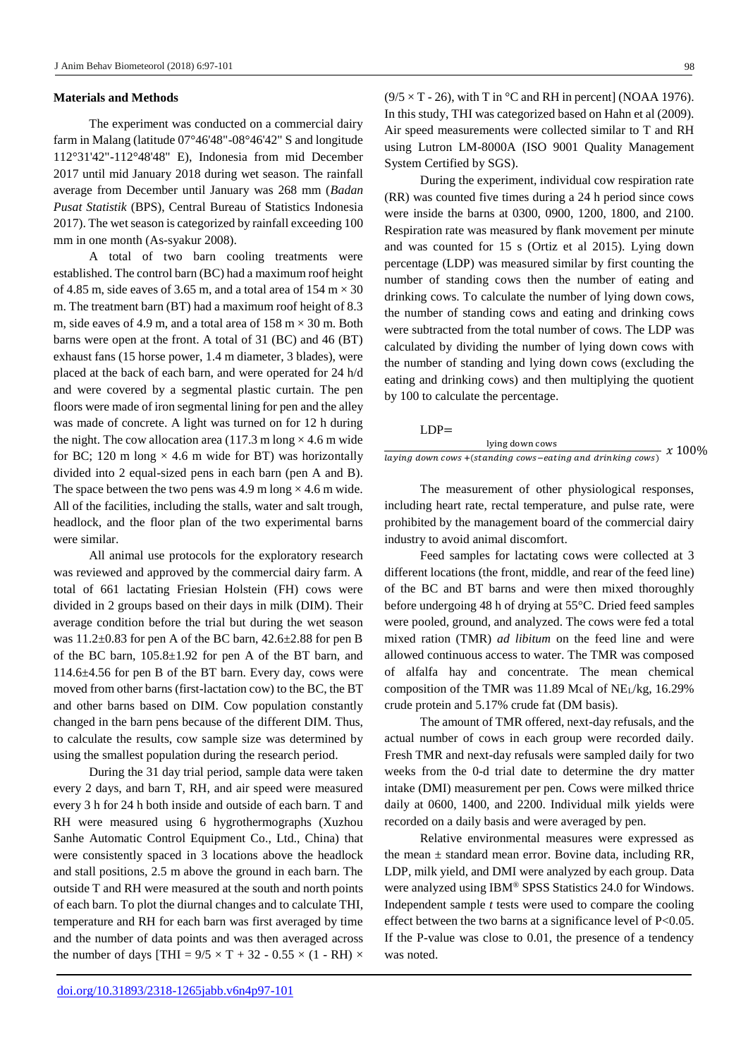## Materials and Methods

The experiment was conducted on a commercial dairy farm in Malang (latitude 07°46'48"-08°46'42" S and longitude 112°31'42"-112°48'48" E), Indonesia from mid December 2017 until mid January 2018 during wet season. The rainfall average from December until January was 268 mm (*Badan Pusat Statistik* (BPS), Central Bureau of Statistics Indonesia 2017). The wet season is categorized by rainfall exceeding 100 mm in one month (As-syakur 2008).

A total of two barn cooling treatments were established. The control barn (BC) had a maximum roof height of 4.85 m, side eaves of 3.65 m, and a total area of 154 m × 30 m. The treatment barn (BT) had a maximum roof height of 8.3 m, side eaves of 4.9 m, and a total area of 158 m × 30 m. Both barns were open at the front. A total of 31 (BC) and 46 (BT) exhaust fans (15 horse power, 1.4 m diameter, 3 blades), were placed at the back of each barn, and were operated for 24 h/d and were covered by a segmental plastic curtain. The pen floors were made of iron segmental lining for pen and the alley was made of concrete. A light was turned on for 12 h during the night. The cow allocation area (117.3 m long × 4.6 m wide for BC; 120 m long × 4.6 m wide for BT) was horizontally divided into 2 equal-sized pens in each barn (pen A and B). The space between the two pens was 4.9 m long × 4.6 m wide. All of the facilities, including the stalls, water and salt trough, headlock, and the floor plan of the two experimental barns were similar.

All animal use protocols for the exploratory research was reviewed and approved by the commercial dairy farm. A total of 661 lactating Friesian Holstein (FH) cows were divided in 2 groups based on their days in milk (DIM). Their average condition before the trial but during the wet season was 11.2±0.83 for pen A of the BC barn, 42.6±2.88 for pen B of the BC barn, 105.8±1.92 for pen A of the BT barn, and 114.6±4.56 for pen B of the BT barn. Every day, cows were moved from other barns (first-lactation cow) to the BC, the BT and other barns based on DIM. Cow population constantly changed in the barn pens because of the different DIM. Thus, to calculate the results, cow sample size was determined by using the smallest population during the research period.

During the 31 day trial period, sample data were taken every 2 days, and barn T, RH, and air speed were measured every 3 h for 24 h both inside and outside of each barn. T and RH were measured using 6 hygrothermographs (Xuzhou Sanhe Automatic Control Equipment Co., Ltd., China) that were consistently spaced in 3 locations above the headlock and stall positions, 2.5 m above the ground in each barn. The outside T and RH were measured at the south and north points of each barn. To plot the diurnal changes and to calculate THI, temperature and RH for each barn was first averaged by time and the number of data points and was then averaged across the number of days [$THI = 9/5 \times T + 32 - 0.55 \times (1 - RH) \times (9/5 \times T - 26)$, with T in °C and RH in percent] (NOAA 1976). In this study, THI was categorized based on Hahn et al (2009). Air speed measurements were collected similar to T and RH using Lutron LM-8000A (ISO 9001 Quality Management System Certified by SGS).

During the experiment, individual cow respiration rate (RR) was counted five times during a 24 h period since cows were inside the barns at 0300, 0900, 1200, 1800, and 2100. Respiration rate was measured by flank movement per minute and was counted for 15 s (Ortiz et al 2015). Lying down percentage (LDP) was measured similar by first counting the number of standing cows then the number of eating and drinking cows. To calculate the number of lying down cows, the number of standing cows and eating and drinking cows were subtracted from the total number of cows. The LDP was calculated by dividing the number of lying down cows with the number of standing and lying down cows (excluding the eating and drinking cows) and then multiplying the quotient by 100 to calculate the percentage.

$$LDP = \frac{\text{lying down cows}}{\textit{laying down cows} + (\textit{standing cows} - \textit{eating and drinking cows})} \ x\ 100\%$$

The measurement of other physiological responses, including heart rate, rectal temperature, and pulse rate, were prohibited by the management board of the commercial dairy industry to avoid animal discomfort.

Feed samples for lactating cows were collected at 3 different locations (the front, middle, and rear of the feed line) of the BC and BT barns and were then mixed thoroughly before undergoing 48 h of drying at 55°C. Dried feed samples were pooled, ground, and analyzed. The cows were fed a total mixed ration (TMR) *ad libitum* on the feed line and were allowed continuous access to water. The TMR was composed of alfalfa hay and concentrate. The mean chemical composition of the TMR was 11.89 Mcal of $NE_L$/kg, 16.29% crude protein and 5.17% crude fat (DM basis).

The amount of TMR offered, next-day refusals, and the actual number of cows in each group were recorded daily. Fresh TMR and next-day refusals were sampled daily for two weeks from the 0-d trial date to determine the dry matter intake (DMI) measurement per pen. Cows were milked thrice daily at 0600, 1400, and 2200. Individual milk yields were recorded on a daily basis and were averaged by pen.

Relative environmental measures were expressed as the mean ± standard mean error. Bovine data, including RR, LDP, milk yield, and DMI were analyzed by each group. Data were analyzed using IBM® SPSS Statistics 24.0 for Windows. Independent sample *t* tests were used to compare the cooling effect between the two barns at a significance level of $P<0.05$. If the P-value was close to 0.01, the presence of a tendency was noted.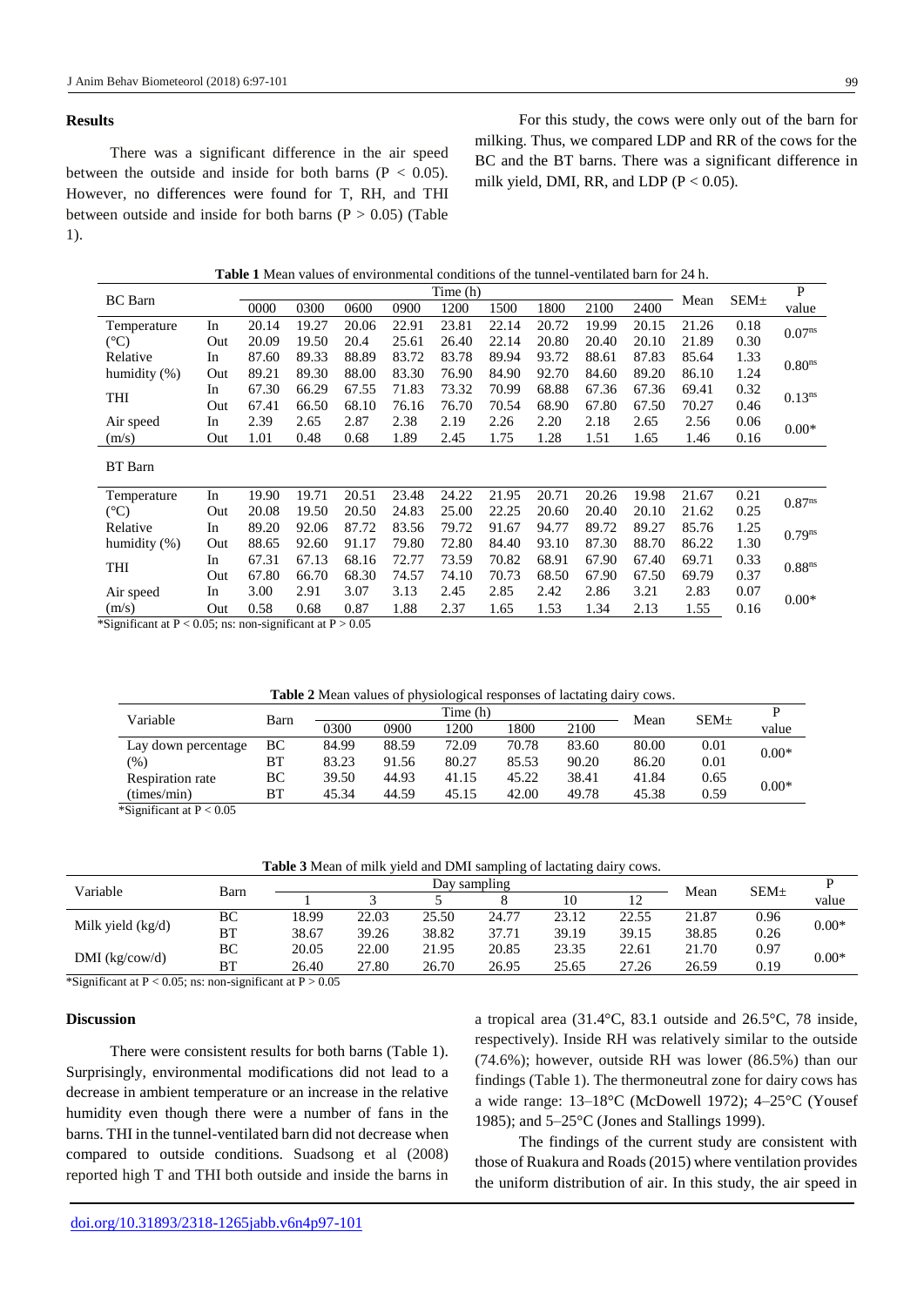## Results

There was a significant difference in the air speed between the outside and inside for both barns ($P < 0.05$). However, no differences were found for T, RH, and THI between outside and inside for both barns ($P > 0.05$) (Table 1).

For this study, the cows were only out of the barn for milking. Thus, we compared LDP and RR of the cows for the BC and the BT barns. There was a significant difference in milk yield, DMI, RR, and LDP ($P < 0.05$).

**Table 1** Mean values of environmental conditions of the tunnel-ventilated barn for 24 h.

| BC Barn | | Time (h) | | | | | | | | | Mean | SEM± | P value |
|---|---|---|---|---|---|---|---|---|---|---|---|---|---|
| | | 0000 | 0300 | 0600 | 0900 | 1200 | 1500 | 1800 | 2100 | 2400 | | | |
| Temperature (°C) | In | 20.14 | 19.27 | 20.06 | 22.91 | 23.81 | 22.14 | 20.72 | 19.99 | 20.15 | 21.26 | 0.18 | 0.07[ns] |
| | Out | 20.09 | 19.50 | 20.4 | 25.61 | 26.40 | 22.14 | 20.80 | 20.40 | 20.10 | 21.89 | 0.30 | |
| Relative humidity (%) | In | 87.60 | 89.33 | 88.89 | 83.72 | 83.78 | 89.94 | 93.72 | 88.61 | 87.83 | 85.64 | 1.33 | 0.80[ns] |
| | Out | 89.21 | 89.30 | 88.00 | 83.30 | 76.90 | 84.90 | 92.70 | 84.60 | 89.20 | 86.10 | 1.24 | |
| THI | In | 67.30 | 66.29 | 67.55 | 71.83 | 73.32 | 70.99 | 68.88 | 67.36 | 67.36 | 69.41 | 0.32 | 0.13[ns] |
| | Out | 67.41 | 66.50 | 68.10 | 76.16 | 76.70 | 70.54 | 68.90 | 67.80 | 67.50 | 70.27 | 0.46 | |
| Air speed (m/s) | In | 2.39 | 2.65 | 2.87 | 2.38 | 2.19 | 2.26 | 2.20 | 2.18 | 2.65 | 2.56 | 0.06 | 0.00* |
| | Out | 1.01 | 0.48 | 0.68 | 1.89 | 2.45 | 1.75 | 1.28 | 1.51 | 1.65 | 1.46 | 0.16 | |
| **BT Barn** | | | | | | | | | | | | | |
| Temperature (°C) | In | 19.90 | 19.71 | 20.51 | 23.48 | 24.22 | 21.95 | 20.71 | 20.26 | 19.98 | 21.67 | 0.21 | 0.87[ns] |
| | Out | 20.08 | 19.50 | 20.50 | 24.83 | 25.00 | 22.25 | 20.60 | 20.40 | 20.10 | 21.62 | 0.25 | |
| Relative humidity (%) | In | 89.20 | 92.06 | 87.72 | 83.56 | 79.72 | 91.67 | 94.77 | 89.72 | 89.27 | 85.76 | 1.25 | 0.79[ns] |
| | Out | 88.65 | 92.60 | 91.17 | 79.80 | 72.80 | 84.40 | 93.10 | 87.30 | 88.70 | 86.22 | 1.30 | |
| THI | In | 67.31 | 67.13 | 68.16 | 72.77 | 73.59 | 70.82 | 68.91 | 67.90 | 67.40 | 69.71 | 0.33 | 0.88[ns] |
| | Out | 67.80 | 66.70 | 68.30 | 74.57 | 74.10 | 70.73 | 68.50 | 67.90 | 67.50 | 69.79 | 0.37 | |
| Air speed (m/s) | In | 3.00 | 2.91 | 3.07 | 3.13 | 2.45 | 2.85 | 2.42 | 2.86 | 3.21 | 2.83 | 0.07 | 0.00* |
| | Out | 0.58 | 0.68 | 0.87 | 1.88 | 2.37 | 1.65 | 1.53 | 1.34 | 2.13 | 1.55 | 0.16 | |

*Significant at $P < 0.05$; ns: non-significant at $P > 0.05$

**Table 2** Mean values of physiological responses of lactating dairy cows.

| Variable | Barn | Time (h) | | | | | Mean | SEM± | P value |
|---|---|---|---|---|---|---|---|---|---|
| | | 0300 | 0900 | 1200 | 1800 | 2100 | | | |
| Lay down percentage (%) | BC | 84.99 | 88.59 | 72.09 | 70.78 | 83.60 | 80.00 | 0.01 | 0.00* |
| | BT | 83.23 | 91.56 | 80.27 | 85.53 | 90.20 | 86.20 | 0.01 | |
| Respiration rate (times/min) | BC | 39.50 | 44.93 | 41.15 | 45.22 | 38.41 | 41.84 | 0.65 | 0.00* |
| | BT | 45.34 | 44.59 | 45.15 | 42.00 | 49.78 | 45.38 | 0.59 | |

*Significant at $P < 0.05$

**Table 3** Mean of milk yield and DMI sampling of lactating dairy cows.

| Variable | Barn | Day sampling | | | | | | Mean | SEM± | P value |
|---|---|---|---|---|---|---|---|---|---|---|
| | | 1 | 3 | 5 | 8 | 10 | 12 | | | |
| Milk yield (kg/d) | BC | 18.99 | 22.03 | 25.50 | 24.77 | 23.12 | 22.55 | 21.87 | 0.96 | 0.00* |
| | BT | 38.67 | 39.26 | 38.82 | 37.71 | 39.19 | 39.15 | 38.85 | 0.26 | |
| DMI (kg/cow/d) | BC | 20.05 | 22.00 | 21.95 | 20.85 | 23.35 | 22.61 | 21.70 | 0.97 | 0.00* |
| | BT | 26.40 | 27.80 | 26.70 | 26.95 | 25.65 | 27.26 | 26.59 | 0.19 | |

*Significant at $P < 0.05$; ns: non-significant at $P > 0.05$

## Discussion

There were consistent results for both barns (Table 1). Surprisingly, environmental modifications did not lead to a decrease in ambient temperature or an increase in the relative humidity even though there were a number of fans in the barns. THI in the tunnel-ventilated barn did not decrease when compared to outside conditions. Suadsong et al (2008) reported high T and THI both outside and inside the barns in a tropical area (31.4°C, 83.1 outside and 26.5°C, 78 inside, respectively). Inside RH was relatively similar to the outside (74.6%); however, outside RH was lower (86.5%) than our findings (Table 1). The thermoneutral zone for dairy cows has a wide range: 13–18°C (McDowell 1972); 4–25°C (Yousef 1985); and 5–25°C (Jones and Stallings 1999).

The findings of the current study are consistent with those of Ruakura and Roads (2015) where ventilation provides the uniform distribution of air. In this study, the air speed in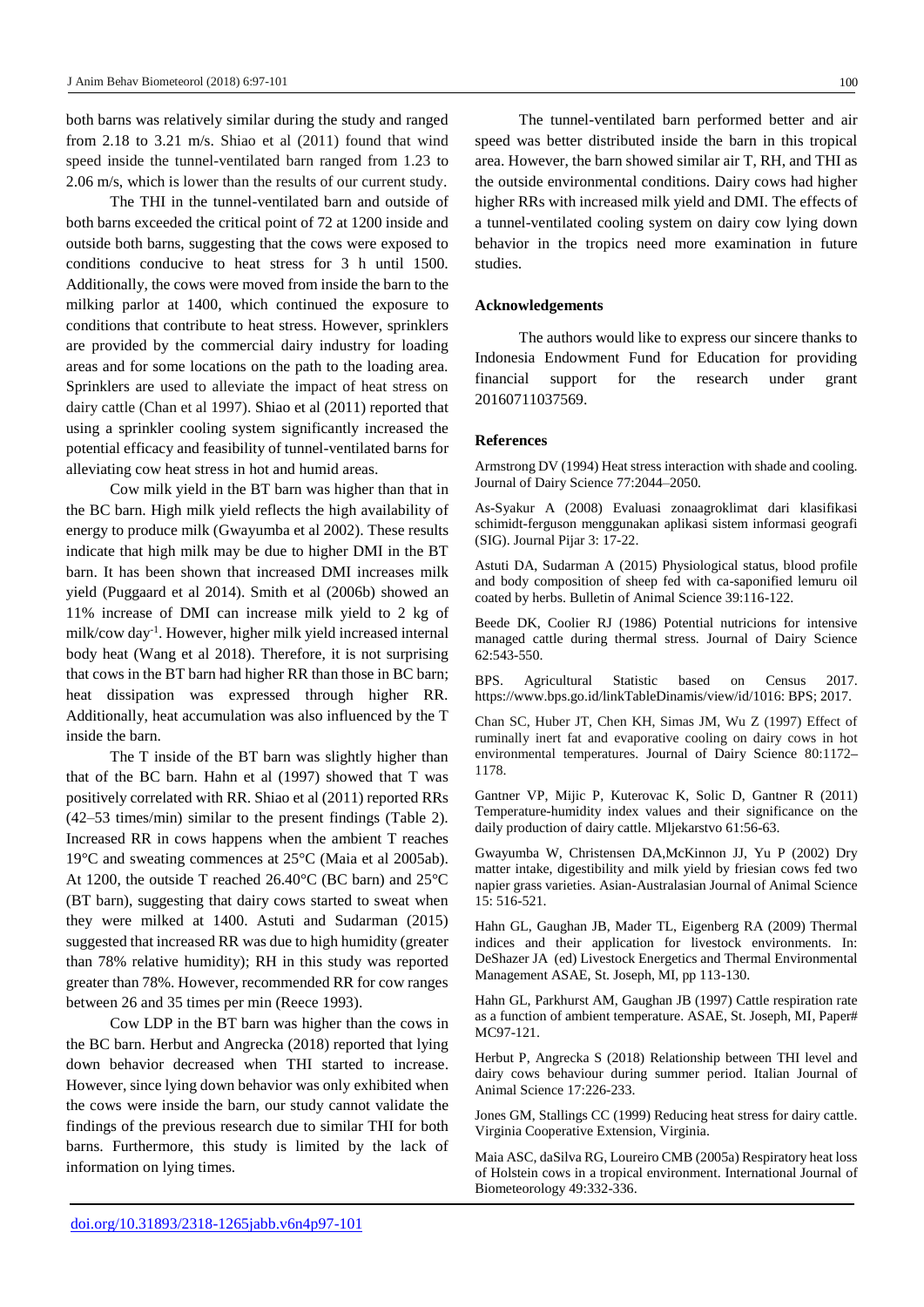both barns was relatively similar during the study and ranged from 2.18 to 3.21 m/s. Shiao et al (2011) found that wind speed inside the tunnel-ventilated barn ranged from 1.23 to 2.06 m/s, which is lower than the results of our current study.

The THI in the tunnel-ventilated barn and outside of both barns exceeded the critical point of 72 at 1200 inside and outside both barns, suggesting that the cows were exposed to conditions conducive to heat stress for 3 h until 1500. Additionally, the cows were moved from inside the barn to the milking parlor at 1400, which continued the exposure to conditions that contribute to heat stress. However, sprinklers are provided by the commercial dairy industry for loading areas and for some locations on the path to the loading area. Sprinklers are used to alleviate the impact of heat stress on dairy cattle (Chan et al 1997). Shiao et al (2011) reported that using a sprinkler cooling system significantly increased the potential efficacy and feasibility of tunnel-ventilated barns for alleviating cow heat stress in hot and humid areas.

Cow milk yield in the BT barn was higher than that in the BC barn. High milk yield reflects the high availability of energy to produce milk (Gwayumba et al 2002). These results indicate that high milk may be due to higher DMI in the BT barn. It has been shown that increased DMI increases milk yield (Puggaard et al 2014). Smith et al (2006b) showed an 11% increase of DMI can increase milk yield to 2 kg of milk/cow day$^{-1}$. However, higher milk yield increased internal body heat (Wang et al 2018). Therefore, it is not surprising that cows in the BT barn had higher RR than those in BC barn; heat dissipation was expressed through higher RR. Additionally, heat accumulation was also influenced by the T inside the barn.

The T inside of the BT barn was slightly higher than that of the BC barn. Hahn et al (1997) showed that T was positively correlated with RR. Shiao et al (2011) reported RRs (42–53 times/min) similar to the present findings (Table 2). Increased RR in cows happens when the ambient T reaches 19°C and sweating commences at 25°C (Maia et al 2005ab). At 1200, the outside T reached 26.40°C (BC barn) and 25°C (BT barn), suggesting that dairy cows started to sweat when they were milked at 1400. Astuti and Sudarman (2015) suggested that increased RR was due to high humidity (greater than 78% relative humidity); RH in this study was reported greater than 78%. However, recommended RR for cow ranges between 26 and 35 times per min (Reece 1993).

Cow LDP in the BT barn was higher than the cows in the BC barn. Herbut and Angrecka (2018) reported that lying down behavior decreased when THI started to increase. However, since lying down behavior was only exhibited when the cows were inside the barn, our study cannot validate the findings of the previous research due to similar THI for both barns. Furthermore, this study is limited by the lack of information on lying times.

The tunnel-ventilated barn performed better and air speed was better distributed inside the barn in this tropical area. However, the barn showed similar air T, RH, and THI as the outside environmental conditions. Dairy cows had higher higher RRs with increased milk yield and DMI. The effects of a tunnel-ventilated cooling system on dairy cow lying down behavior in the tropics need more examination in future studies.

## Acknowledgements

The authors would like to express our sincere thanks to Indonesia Endowment Fund for Education for providing financial support for the research under grant 20160711037569.

## References

Armstrong DV (1994) Heat stress interaction with shade and cooling. Journal of Dairy Science 77:2044–2050.

As-Syakur A (2008) Evaluasi zonaagroklimat dari klasifikasi schimidt-ferguson menggunakan aplikasi sistem informasi geografi (SIG). Journal Pijar 3: 17-22.

Astuti DA, Sudarman A (2015) Physiological status, blood profile and body composition of sheep fed with ca-saponified lemuru oil coated by herbs. Bulletin of Animal Science 39:116-122.

Beede DK, Coolier RJ (1986) Potential nutricions for intensive managed cattle during thermal stress. Journal of Dairy Science 62:543-550.

BPS. Agricultural Statistic based on Census 2017. https://www.bps.go.id/linkTableDinamis/view/id/1016: BPS; 2017.

Chan SC, Huber JT, Chen KH, Simas JM, Wu Z (1997) Effect of ruminally inert fat and evaporative cooling on dairy cows in hot environmental temperatures. Journal of Dairy Science 80:1172–1178.

Gantner VP, Mijic P, Kuterovac K, Solic D, Gantner R (2011) Temperature-humidity index values and their significance on the daily production of dairy cattle. Mljekarstvo 61:56-63.

Gwayumba W, Christensen DA,McKinnon JJ, Yu P (2002) Dry matter intake, digestibility and milk yield by friesian cows fed two napier grass varieties. Asian-Australasian Journal of Animal Science 15: 516-521.

Hahn GL, Gaughan JB, Mader TL, Eigenberg RA (2009) Thermal indices and their application for livestock environments. In: DeShazer JA (ed) Livestock Energetics and Thermal Environmental Management ASAE, St. Joseph, MI, pp 113-130.

Hahn GL, Parkhurst AM, Gaughan JB (1997) Cattle respiration rate as a function of ambient temperature. ASAE, St. Joseph, MI, Paper# MC97-121.

Herbut P, Angrecka S (2018) Relationship between THI level and dairy cows behaviour during summer period. Italian Journal of Animal Science 17:226-233.

Jones GM, Stallings CC (1999) Reducing heat stress for dairy cattle. Virginia Cooperative Extension, Virginia.

Maia ASC, daSilva RG, Loureiro CMB (2005a) Respiratory heat loss of Holstein cows in a tropical environment. International Journal of Biometeorology 49:332-336.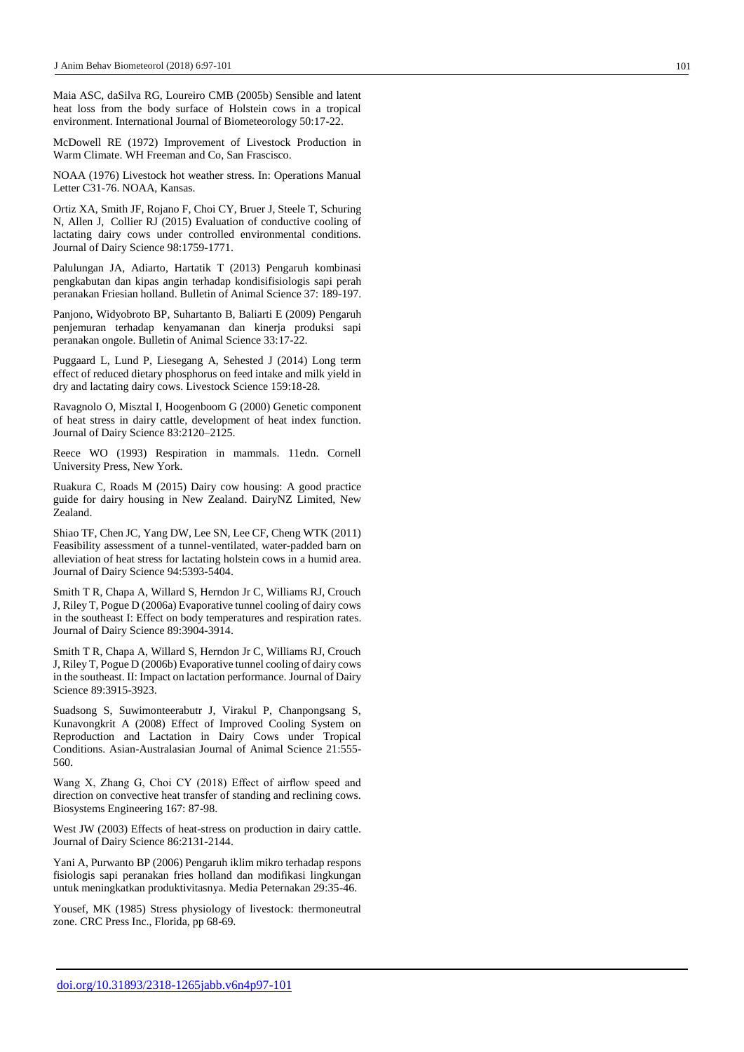Maia ASC, daSilva RG, Loureiro CMB (2005b) Sensible and latent heat loss from the body surface of Holstein cows in a tropical environment. International Journal of Biometeorology 50:17-22.

McDowell RE (1972) Improvement of Livestock Production in Warm Climate. WH Freeman and Co, San Frascisco.

NOAA (1976) Livestock hot weather stress. In: Operations Manual Letter C31-76. NOAA, Kansas.

Ortiz XA, Smith JF, Rojano F, Choi CY, Bruer J, Steele T, Schuring N, Allen J, Collier RJ (2015) Evaluation of conductive cooling of lactating dairy cows under controlled environmental conditions. Journal of Dairy Science 98:1759-1771.

Palulungan JA, Adiarto, Hartatik T (2013) Pengaruh kombinasi pengkabutan dan kipas angin terhadap kondisifisiologis sapi perah peranakan Friesian holland. Bulletin of Animal Science 37: 189-197.

Panjono, Widyobroto BP, Suhartanto B, Baliarti E (2009) Pengaruh penjemuran terhadap kenyamanan dan kinerja produksi sapi peranakan ongole. Bulletin of Animal Science 33:17-22.

Puggaard L, Lund P, Liesegang A, Sehested J (2014) Long term effect of reduced dietary phosphorus on feed intake and milk yield in dry and lactating dairy cows. Livestock Science 159:18-28.

Ravagnolo O, Misztal I, Hoogenboom G (2000) Genetic component of heat stress in dairy cattle, development of heat index function. Journal of Dairy Science 83:2120–2125.

Reece WO (1993) Respiration in mammals. 11edn. Cornell University Press, New York.

Ruakura C, Roads M (2015) Dairy cow housing: A good practice guide for dairy housing in New Zealand. DairyNZ Limited, New Zealand.

Shiao TF, Chen JC, Yang DW, Lee SN, Lee CF, Cheng WTK (2011) Feasibility assessment of a tunnel-ventilated, water-padded barn on alleviation of heat stress for lactating holstein cows in a humid area. Journal of Dairy Science 94:5393-5404.

Smith T R, Chapa A, Willard S, Herndon Jr C, Williams RJ, Crouch J, Riley T, Pogue D (2006a) Evaporative tunnel cooling of dairy cows in the southeast I: Effect on body temperatures and respiration rates. Journal of Dairy Science 89:3904-3914.

Smith T R, Chapa A, Willard S, Herndon Jr C, Williams RJ, Crouch J, Riley T, Pogue D (2006b) Evaporative tunnel cooling of dairy cows in the southeast. II: Impact on lactation performance. Journal of Dairy Science 89:3915-3923.

Suadsong S, Suwimonteerabutr J, Virakul P, Chanpongsang S, Kunavongkrit A (2008) Effect of Improved Cooling System on Reproduction and Lactation in Dairy Cows under Tropical Conditions. Asian-Australasian Journal of Animal Science 21:555-560.

Wang X, Zhang G, Choi CY (2018) Effect of airflow speed and direction on convective heat transfer of standing and reclining cows. Biosystems Engineering 167: 87-98.

West JW (2003) Effects of heat-stress on production in dairy cattle. Journal of Dairy Science 86:2131-2144.

Yani A, Purwanto BP (2006) Pengaruh iklim mikro terhadap respons fisiologis sapi peranakan fries holland dan modifikasi lingkungan untuk meningkatkan produktivitasnya. Media Peternakan 29:35-46.

Yousef, MK (1985) Stress physiology of livestock: thermoneutral zone. CRC Press Inc., Florida, pp 68-69.